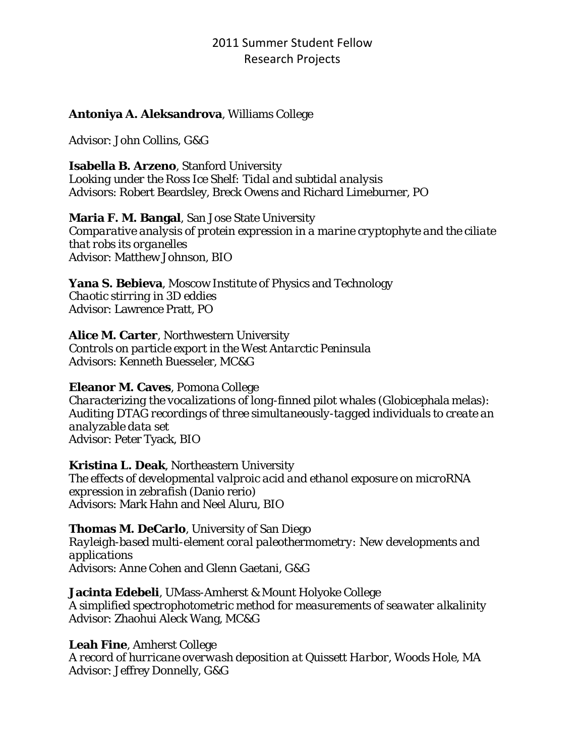# 2011 Summer Student Fellow Research Projects

**Antoniya A. Aleksandrova**, Williams College

Advisor: John Collins, G&G

**Isabella B. Arzeno**, Stanford University
*Looking under the Ross Ice Shelf: Tidal and subtidal analysis*
Advisors: Robert Beardsley, Breck Owens and Richard Limeburner, PO

**Maria F. M. Bangal**, San Jose State University
*Comparative analysis of protein expression in a marine cryptophyte and the ciliate that robs its organelles*
Advisor: Matthew Johnson, BIO

**Yana S. Bebieva**, Moscow Institute of Physics and Technology
*Chaotic stirring in 3D eddies*
Advisor: Lawrence Pratt, PO

**Alice M. Carter**, Northwestern University
*Controls on particle export in the West Antarctic Peninsula*
Advisors: Kenneth Buesseler, MC&G

**Eleanor M. Caves**, Pomona College
*Characterizing the vocalizations of long-finned pilot whales (Globicephala melas): Auditing DTAG recordings of three simultaneously-tagged individuals to create an analyzable data set*
Advisor: Peter Tyack, BIO

**Kristina L. Deak**, Northeastern University
*The effects of developmental valproic acid and ethanol exposure on microRNA expression in zebrafish (Danio rerio)*
Advisors: Mark Hahn and Neel Aluru, BIO

**Thomas M. DeCarlo**, University of San Diego
*Rayleigh-based multi-element coral paleothermometry: New developments and applications*
Advisors: Anne Cohen and Glenn Gaetani, G&G

**Jacinta Edebeli**, UMass-Amherst & Mount Holyoke College
*A simplified spectrophotometric method for measurements of seawater alkalinity*
Advisor: Zhaohui Aleck Wang, MC&G

**Leah Fine**, Amherst College
*A record of hurricane overwash deposition at Quissett Harbor, Woods Hole, MA*
Advisor: Jeffrey Donnelly, G&G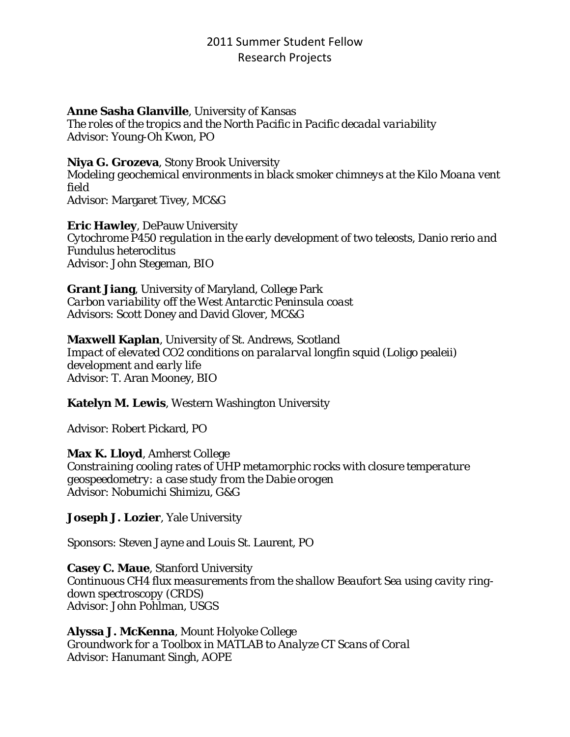# 2011 Summer Student Fellow Research Projects

**Anne Sasha Glanville**, University of Kansas
*The roles of the tropics and the North Pacific in Pacific decadal variability*
Advisor: Young-Oh Kwon, PO

**Niya G. Grozeva**, Stony Brook University
*Modeling geochemical environments in black smoker chimneys at the Kilo Moana vent field*
Advisor: Margaret Tivey, MC&G

**Eric Hawley**, DePauw University
*Cytochrome P450 regulation in the early development of two teleosts, Danio rerio and Fundulus heteroclitus*
Advisor: John Stegeman, BIO

**Grant Jiang**, University of Maryland, College Park
*Carbon variability off the West Antarctic Peninsula coast*
Advisors: Scott Doney and David Glover, MC&G

**Maxwell Kaplan**, University of St. Andrews, Scotland
*Impact of elevated $CO_2$ conditions on paralarval longfin squid (Loligo pealeii) development and early life*
Advisor: T. Aran Mooney, BIO

**Katelyn M. Lewis**, Western Washington University

Advisor: Robert Pickard, PO

**Max K. Lloyd**, Amherst College
*Constraining cooling rates of UHP metamorphic rocks with closure temperature geospeedometry: a case study from the Dabie orogen*
Advisor: Nobumichi Shimizu, G&G

**Joseph J. Lozier**, Yale University

Sponsors: Steven Jayne and Louis St. Laurent, PO

**Casey C. Maue**, Stanford University
*Continuous $CH_4$ flux measurements from the shallow Beaufort Sea using cavity ring-down spectroscopy (CRDS)*
Advisor: John Pohlman, USGS

**Alyssa J. McKenna**, Mount Holyoke College
*Groundwork for a Toolbox in MATLAB to Analyze CT Scans of Coral*
Advisor: Hanumant Singh, AOPE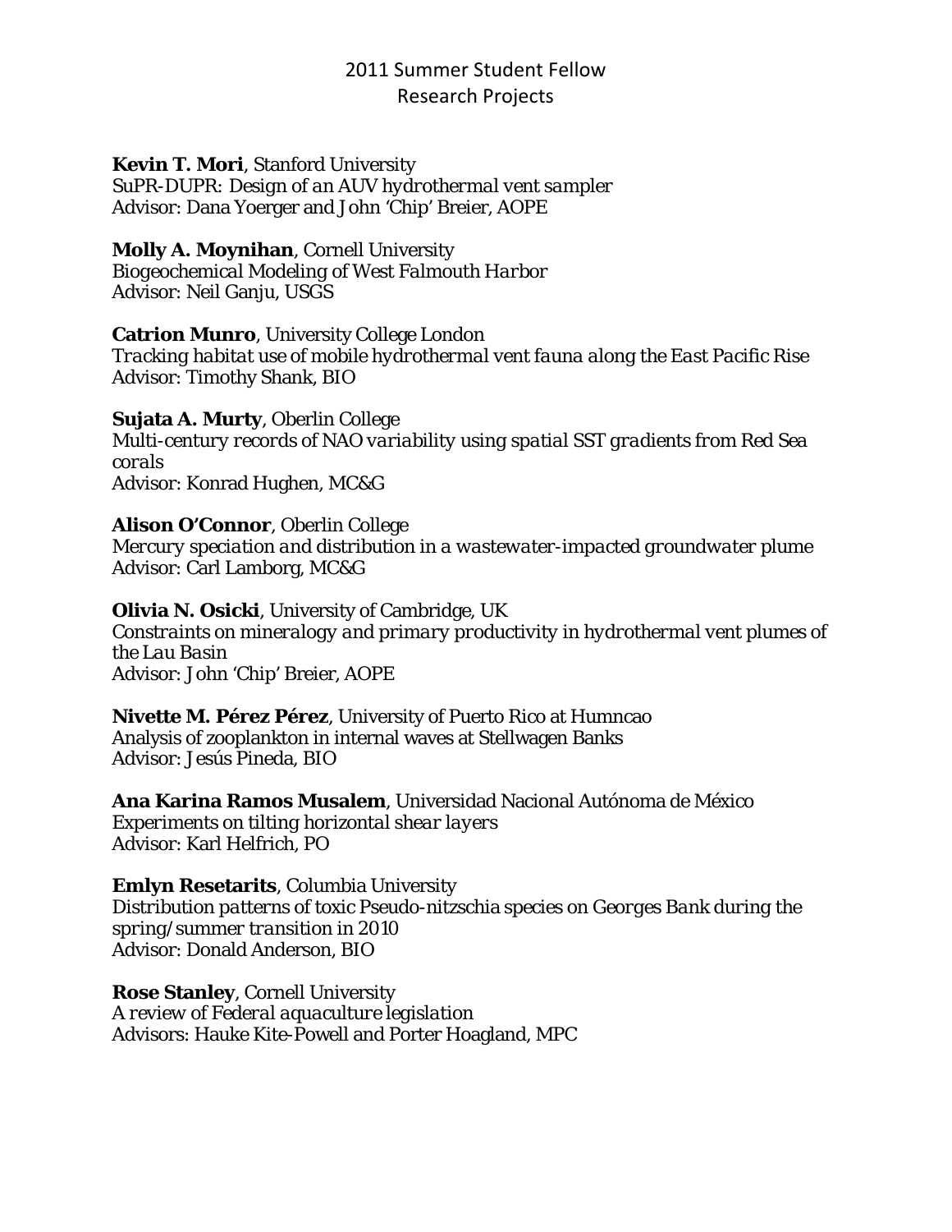# 2011 Summer Student Fellow
# Research Projects

**Kevin T. Mori**, Stanford University
*SuPR-DUPR: Design of an AUV hydrothermal vent sampler*
Advisor: Dana Yoerger and John 'Chip' Breier, AOPE

**Molly A. Moynihan**, Cornell University
*Biogeochemical Modeling of West Falmouth Harbor*
Advisor: Neil Ganju, USGS

**Catrion Munro**, University College London
*Tracking habitat use of mobile hydrothermal vent fauna along the East Pacific Rise*
Advisor: Timothy Shank, BIO

**Sujata A. Murty**, Oberlin College
*Multi-century records of NAO variability using spatial SST gradients from Red Sea corals*
Advisor: Konrad Hughen, MC&G

**Alison O'Connor**, Oberlin College
*Mercury speciation and distribution in a wastewater-impacted groundwater plume*
Advisor: Carl Lamborg, MC&G

**Olivia N. Osicki**, University of Cambridge, UK
*Constraints on mineralogy and primary productivity in hydrothermal vent plumes of the Lau Basin*
Advisor: John 'Chip' Breier, AOPE

**Nivette M. Pérez Pérez**, University of Puerto Rico at Humncao
Analysis of zooplankton in internal waves at Stellwagen Banks
Advisor: Jesús Pineda, BIO

**Ana Karina Ramos Musalem**, Universidad Nacional Autónoma de México
*Experiments on tilting horizontal shear layers*
Advisor: Karl Helfrich, PO

**Emlyn Resetarits**, Columbia University
*Distribution patterns of toxic Pseudo-nitzschia species on Georges Bank during the spring/summer transition in 2010*
Advisor: Donald Anderson, BIO

**Rose Stanley**, Cornell University
*A review of Federal aquaculture legislation*
Advisors: Hauke Kite-Powell and Porter Hoagland, MPC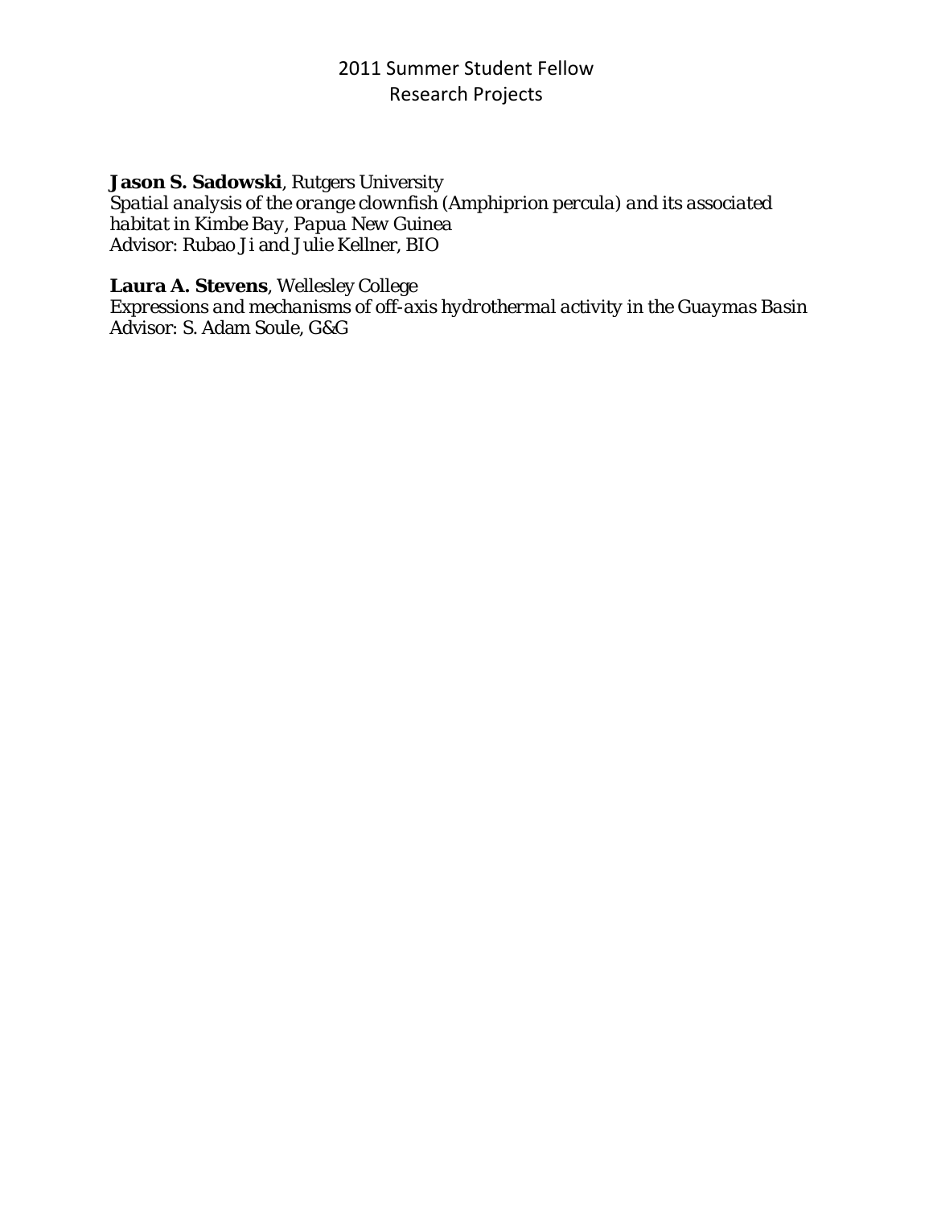# 2011 Summer Student Fellow Research Projects

**Jason S. Sadowski**, Rutgers University
*Spatial analysis of the orange clownfish (Amphiprion percula) and its associated habitat in Kimbe Bay, Papua New Guinea*
Advisor: Rubao Ji and Julie Kellner, BIO

**Laura A. Stevens**, Wellesley College
*Expressions and mechanisms of off-axis hydrothermal activity in the Guaymas Basin*
Advisor: S. Adam Soule, G&G